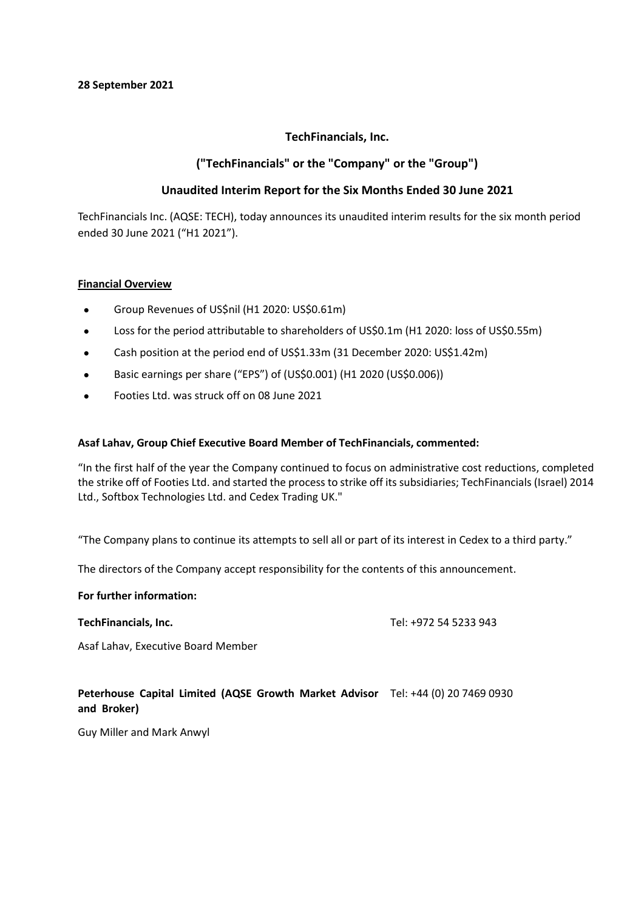**28 September 2021**

**TechFinancials, Inc.**

**("TechFinancials" or the "Company" or the "Group")**

**Unaudited Interim Report for the Six Months Ended 30 June 2021**

TechFinancials Inc. (AQSE: TECH), today announces its unaudited interim results for the six month period ended 30 June 2021 ("H1 2021").

**Financial Overview**

- Group Revenues of US$nil (H1 2020: US$0.61m)
- Loss for the period attributable to shareholders of US$0.1m (H1 2020: loss of US$0.55m)
- Cash position at the period end of US$1.33m (31 December 2020: US$1.42m)
- Basic earnings per share ("EPS") of (US$0.001) (H1 2020 (US$0.006))
- Footies Ltd. was struck off on 08 June 2021

**Asaf Lahav, Group Chief Executive Board Member of TechFinancials, commented:**

"In the first half of the year the Company continued to focus on administrative cost reductions, completed the strike off of Footies Ltd. and started the process to strike off its subsidiaries; TechFinancials (Israel) 2014 Ltd., Softbox Technologies Ltd. and Cedex Trading UK."

"The Company plans to continue its attempts to sell all or part of its interest in Cedex to a third party."

The directors of the Company accept responsibility for the contents of this announcement.

**For further information:**

**TechFinancials, Inc.** Tel: +972 54 5233 943

Asaf Lahav, Executive Board Member

**Peterhouse Capital Limited (AQSE Growth Market Advisor and Broker)** Tel: +44 (0) 20 7469 0930

Guy Miller and Mark Anwyl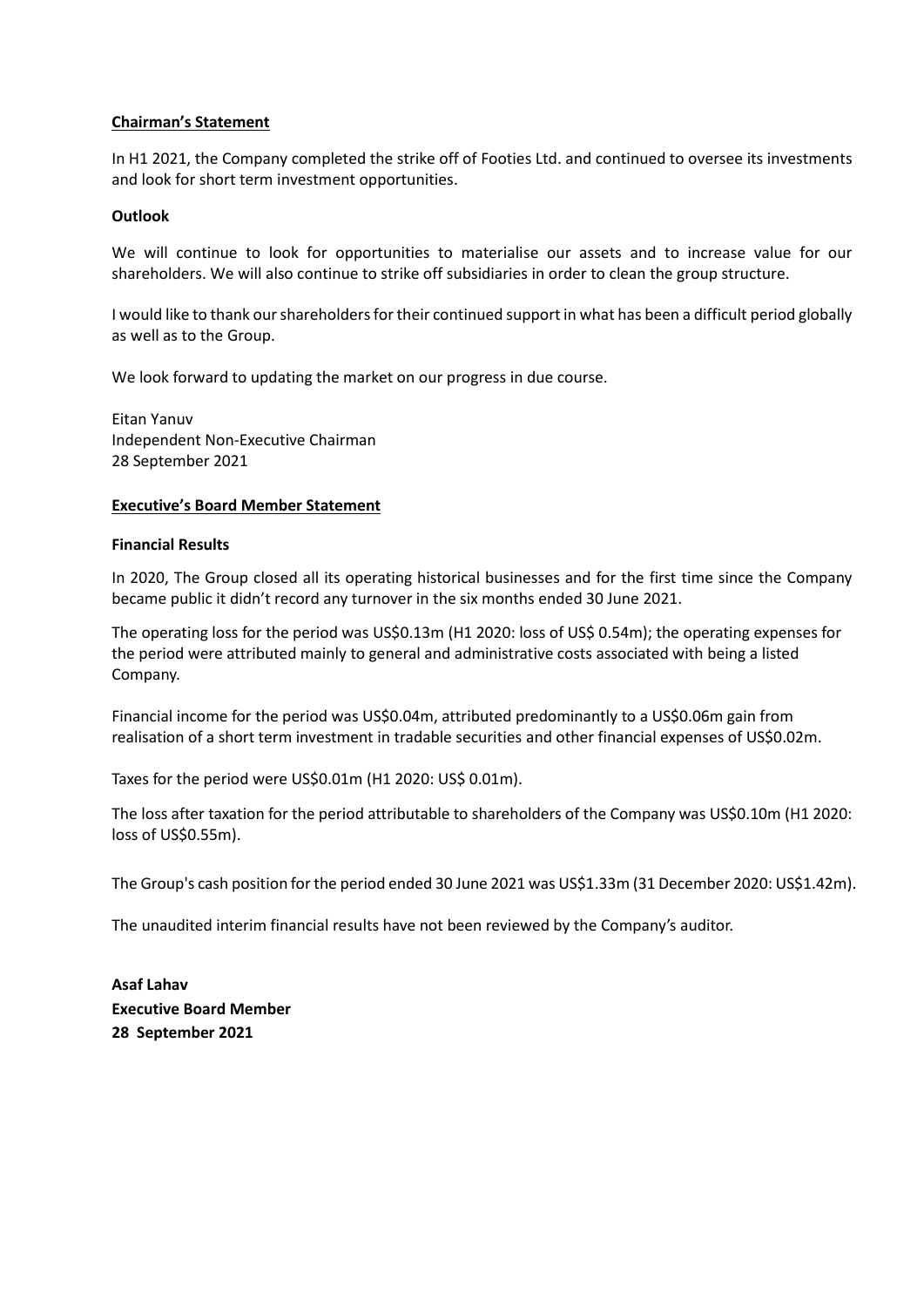## Chairman's Statement

In H1 2021, the Company completed the strike off of Footies Ltd. and continued to oversee its investments and look for short term investment opportunities.

### Outlook

We will continue to look for opportunities to materialise our assets and to increase value for our shareholders. We will also continue to strike off subsidiaries in order to clean the group structure.

I would like to thank our shareholders for their continued support in what has been a difficult period globally as well as to the Group.

We look forward to updating the market on our progress in due course.

Eitan Yanuv
Independent Non-Executive Chairman
28 September 2021

## Executive's Board Member Statement

### Financial Results

In 2020, The Group closed all its operating historical businesses and for the first time since the Company became public it didn't record any turnover in the six months ended 30 June 2021.

The operating loss for the period was US$0.13m (H1 2020: loss of US$ 0.54m); the operating expenses for the period were attributed mainly to general and administrative costs associated with being a listed Company.

Financial income for the period was US$0.04m, attributed predominantly to a US$0.06m gain from realisation of a short term investment in tradable securities and other financial expenses of US$0.02m.

Taxes for the period were US$0.01m (H1 2020: US$ 0.01m).

The loss after taxation for the period attributable to shareholders of the Company was US$0.10m (H1 2020: loss of US$0.55m).

The Group's cash position for the period ended 30 June 2021 was US$1.33m (31 December 2020: US$1.42m).

The unaudited interim financial results have not been reviewed by the Company's auditor.

**Asaf Lahav**
**Executive Board Member**
**28 September 2021**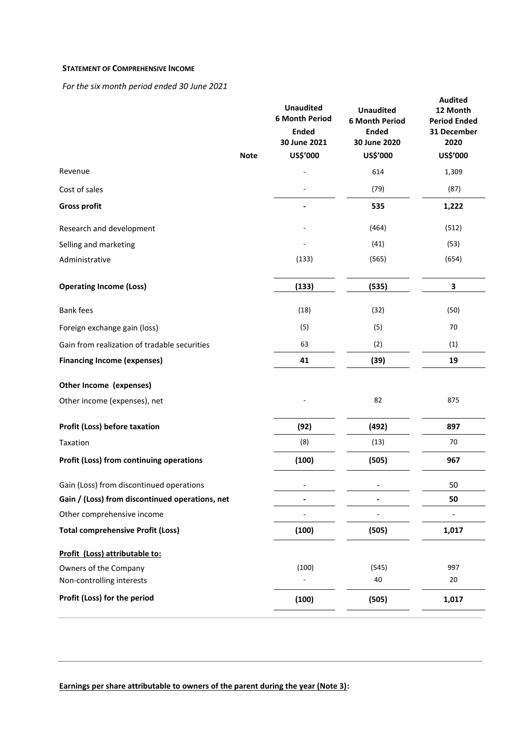**STATEMENT OF COMPREHENSIVE INCOME**

*For the six month period ended 30 June 2021*

| | Note | Unaudited 6 Month Period Ended 30 June 2021 US$'000 | Unaudited 6 Month Period Ended 30 June 2020 US$'000 | Audited 12 Month Period Ended 31 December 2020 US$'000 |
|---|---|---|---|---|
| Revenue | | - | 614 | 1,309 |
| Cost of sales | | - | (79) | (87) |
| **Gross profit** | | **-** | **535** | **1,222** |
| Research and development | | - | (464) | (512) |
| Selling and marketing | | - | (41) | (53) |
| Administrative | | (133) | (565) | (654) |
| **Operating Income (Loss)** | | **(133)** | **(535)** | **3** |
| Bank fees | | (18) | (32) | (50) |
| Foreign exchange gain (loss) | | (5) | (5) | 70 |
| Gain from realization of tradable securities | | 63 | (2) | (1) |
| **Financing Income (expenses)** | | **41** | **(39)** | **19** |
| **Other Income (expenses)** | | | | |
| Other income (expenses), net | | - | 82 | 875 |
| **Profit (Loss) before taxation** | | **(92)** | **(492)** | **897** |
| Taxation | | (8) | (13) | 70 |
| **Profit (Loss) from continuing operations** | | **(100)** | **(505)** | **967** |
| Gain (Loss) from discontinued operations | | - | - | 50 |
| **Gain / (Loss) from discontinued operations, net** | | **-** | **-** | **50** |
| Other comprehensive income | | - | - | - |
| **Total comprehensive Profit (Loss)** | | **(100)** | **(505)** | **1,017** |
| **Profit (Loss) attributable to:** | | | | |
| Owners of the Company | | (100) | (545) | 997 |
| Non-controlling interests | | - | 40 | 20 |
| **Profit (Loss) for the period** | | **(100)** | **(505)** | **1,017** |

**Earnings per share attributable to owners of the parent during the year (Note 3):**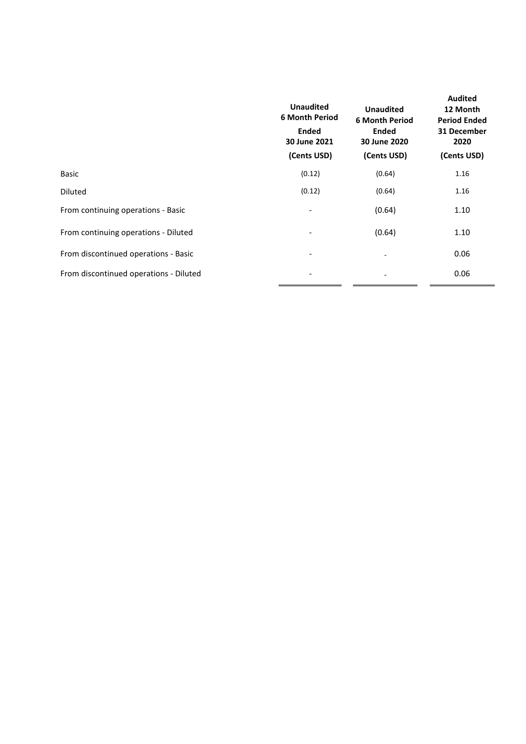| | Unaudited 6 Month Period Ended 30 June 2021 (Cents USD) | Unaudited 6 Month Period Ended 30 June 2020 (Cents USD) | Audited 12 Month Period Ended 31 December 2020 (Cents USD) |
|---|---|---|---|
| Basic | (0.12) | (0.64) | 1.16 |
| Diluted | (0.12) | (0.64) | 1.16 |
| From continuing operations - Basic | - | (0.64) | 1.10 |
| From continuing operations - Diluted | - | (0.64) | 1.10 |
| From discontinued operations - Basic | - | - | 0.06 |
| From discontinued operations - Diluted | - | - | 0.06 |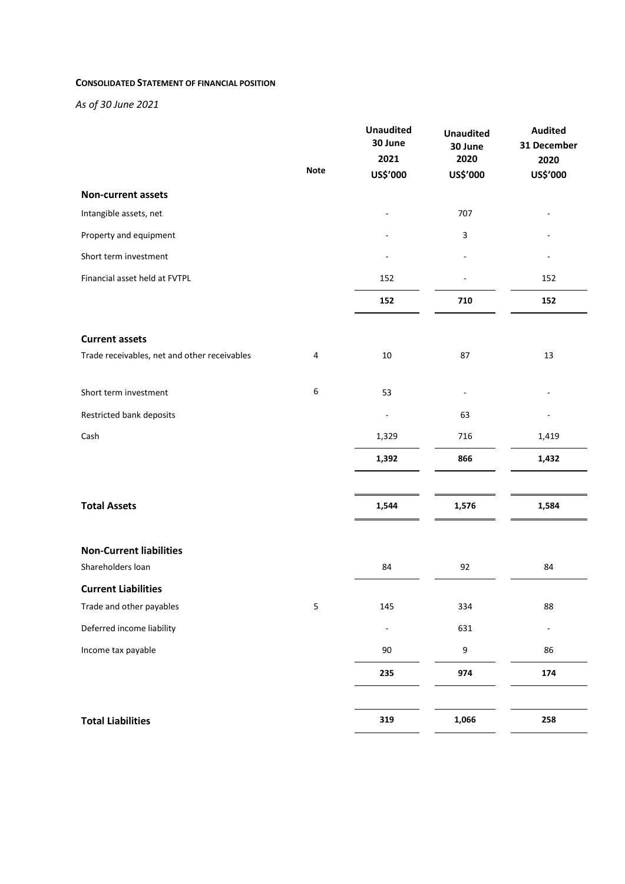**CONSOLIDATED STATEMENT OF FINANCIAL POSITION**

*As of 30 June 2021*

| | Note | Unaudited 30 June 2021 US$'000 | Unaudited 30 June 2020 US$'000 | Audited 31 December 2020 US$'000 |
|---|---|---|---|---|
| **Non-current assets** | | | | |
| Intangible assets, net | | - | 707 | - |
| Property and equipment | | - | 3 | - |
| Short term investment | | - | - | - |
| Financial asset held at FVTPL | | 152 | - | 152 |
| | | **152** | **710** | **152** |
| **Current assets** | | | | |
| Trade receivables, net and other receivables | 4 | 10 | 87 | 13 |
| Short term investment | 6 | 53 | - | - |
| Restricted bank deposits | | - | 63 | - |
| Cash | | 1,329 | 716 | 1,419 |
| | | **1,392** | **866** | **1,432** |
| **Total Assets** | | **1,544** | **1,576** | **1,584** |
| **Non-Current liabilities** | | | | |
| Shareholders loan | | 84 | 92 | 84 |
| **Current Liabilities** | | | | |
| Trade and other payables | 5 | 145 | 334 | 88 |
| Deferred income liability | | - | 631 | - |
| Income tax payable | | 90 | 9 | 86 |
| | | **235** | **974** | **174** |
| **Total Liabilities** | | **319** | **1,066** | **258** |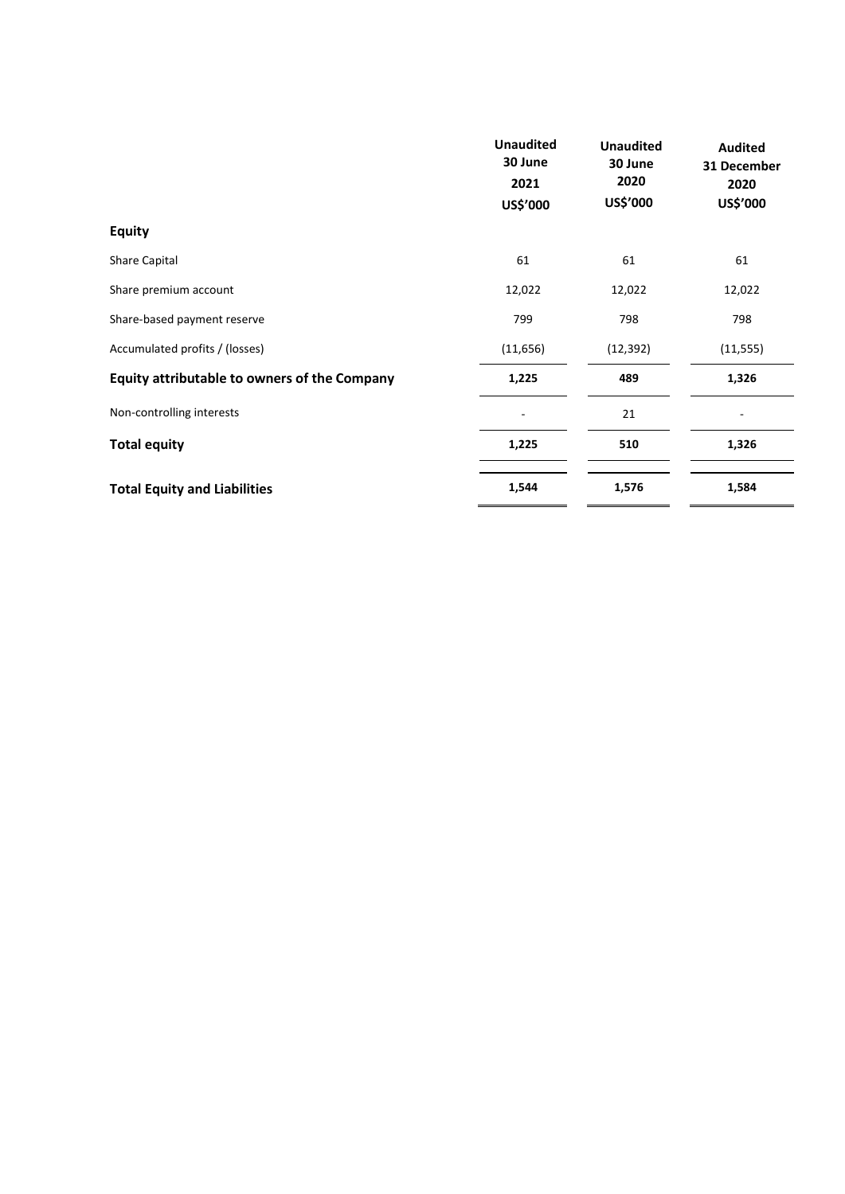| | Unaudited 30 June 2021 US$'000 | Unaudited 30 June 2020 US$'000 | Audited 31 December 2020 US$'000 |
|---|---|---|---|
| **Equity** | | | |
| Share Capital | 61 | 61 | 61 |
| Share premium account | 12,022 | 12,022 | 12,022 |
| Share-based payment reserve | 799 | 798 | 798 |
| Accumulated profits / (losses) | (11,656) | (12,392) | (11,555) |
| **Equity attributable to owners of the Company** | **1,225** | **489** | **1,326** |
| Non-controlling interests | - | 21 | - |
| **Total equity** | **1,225** | **510** | **1,326** |
| **Total Equity and Liabilities** | **1,544** | **1,576** | **1,584** |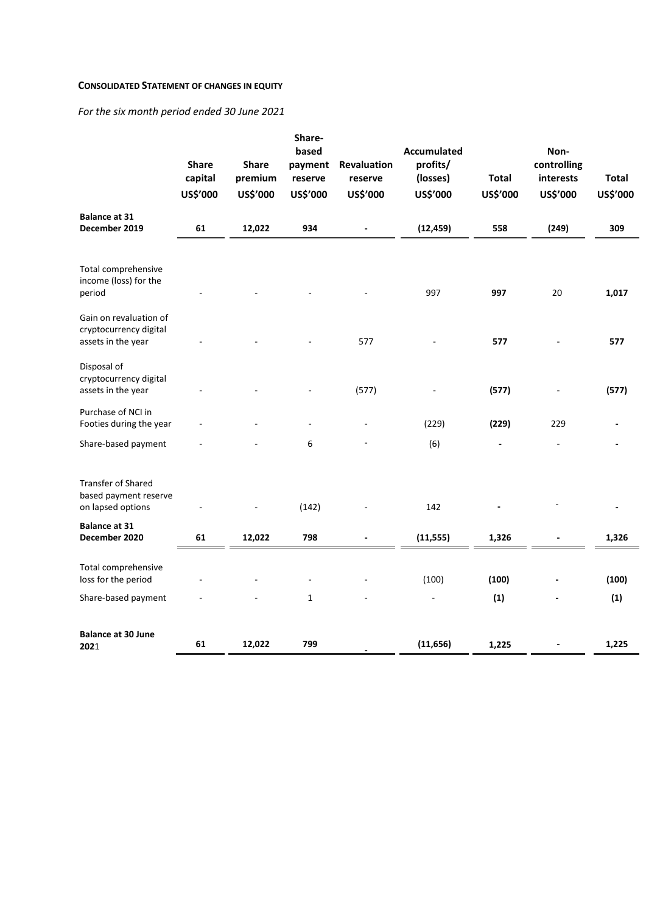**CONSOLIDATED STATEMENT OF CHANGES IN EQUITY**

*For the six month period ended 30 June 2021*

| | Share capital US$'000 | Share premium US$'000 | Share-based payment reserve US$'000 | Revaluation reserve US$'000 | Accumulated profits/ (losses) US$'000 | Total US$'000 | Non-controlling interests US$'000 | Total US$'000 |
|---|---|---|---|---|---|---|---|---|
| **Balance at 31 December 2019** | **61** | **12,022** | **934** | **-** | **(12,459)** | **558** | **(249)** | **309** |
| Total comprehensive income (loss) for the period | - | - | - | - | 997 | **997** | 20 | **1,017** |
| Gain on revaluation of cryptocurrency digital assets in the year | - | - | - | 577 | - | **577** | - | **577** |
| Disposal of cryptocurrency digital assets in the year | - | - | - | (577) | - | **(577)** | - | **(577)** |
| Purchase of NCI in Footies during the year | - | - | - | - | (229) | **(229)** | 229 | **-** |
| Share-based payment | - | - | 6 | - | (6) | **-** | - | **-** |
| Transfer of Shared based payment reserve on lapsed options | - | - | (142) | - | 142 | **-** | - | **-** |
| **Balance at 31 December 2020** | **61** | **12,022** | **798** | **-** | **(11,555)** | **1,326** | **-** | **1,326** |
| Total comprehensive loss for the period | - | - | - | - | (100) | **(100)** | **-** | **(100)** |
| Share-based payment | - | - | 1 | - | - | **(1)** | **-** | **(1)** |
| **Balance at 30 June 2021** | **61** | **12,022** | **799** | **-** | **(11,656)** | **1,225** | **-** | **1,225** |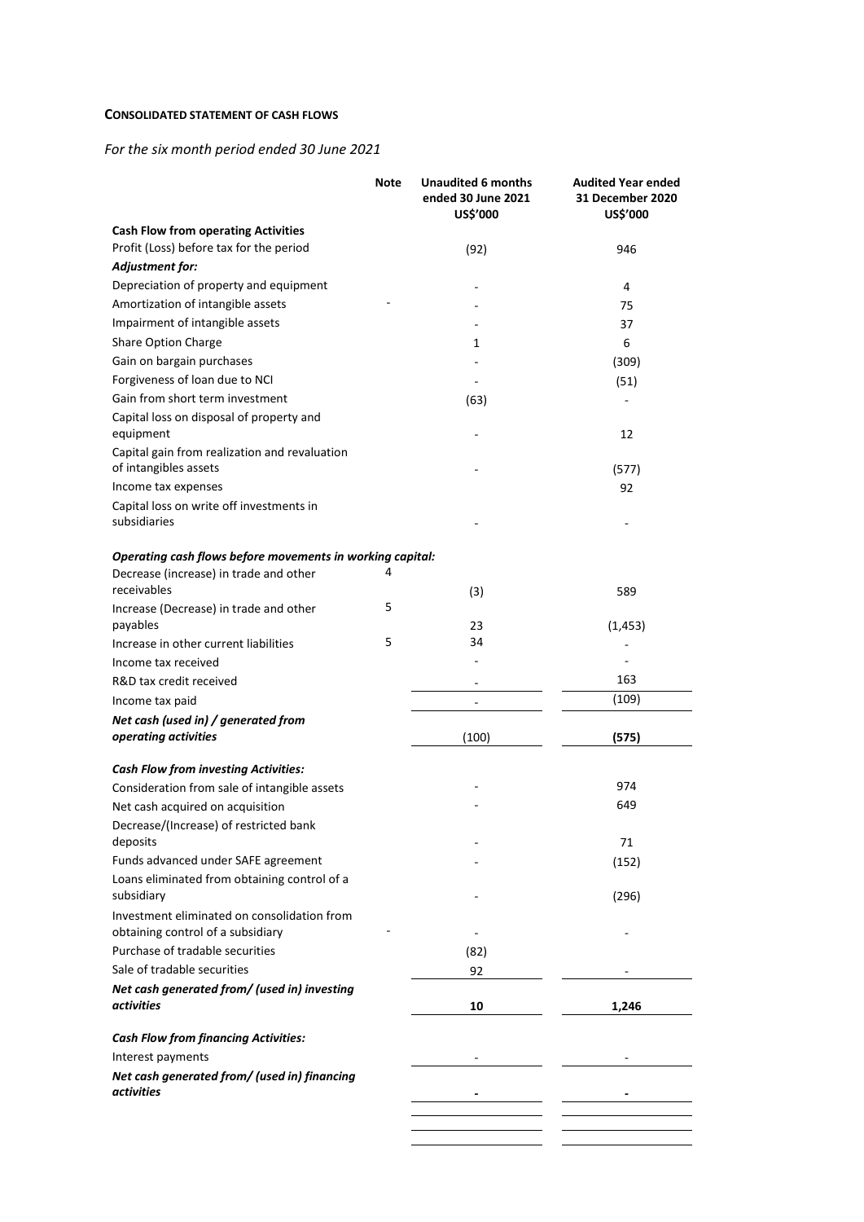**CONSOLIDATED STATEMENT OF CASH FLOWS**

*For the six month period ended 30 June 2021*

| | Note | Unaudited 6 months ended 30 June 2021 US$'000 | Audited Year ended 31 December 2020 US$'000 |
|---|---|---|---|
| **Cash Flow from operating Activities** | | | |
| Profit (Loss) before tax for the period | | (92) | 946 |
| ***Adjustment for:*** | | | |
| Depreciation of property and equipment | | - | 4 |
| Amortization of intangible assets | - | - | 75 |
| Impairment of intangible assets | | - | 37 |
| Share Option Charge | | 1 | 6 |
| Gain on bargain purchases | | - | (309) |
| Forgiveness of loan due to NCI | | - | (51) |
| Gain from short term investment | | (63) | - |
| Capital loss on disposal of property and equipment | | - | 12 |
| Capital gain from realization and revaluation of intangibles assets | | - | (577) |
| Income tax expenses | | | 92 |
| Capital loss on write off investments in subsidiaries | | - | - |
| ***Operating cash flows before movements in working capital:*** | | | |
| Decrease (increase) in trade and other receivables | 4 | (3) | 589 |
| Increase (Decrease) in trade and other payables | 5 | 23 | (1,453) |
| Increase in other current liabilities | 5 | 34 | - |
| Income tax received | | - | - |
| R&D tax credit received | | - | 163 |
| Income tax paid | | - | (109) |
| ***Net cash (used in) / generated from operating activities*** | | (100) | **(575)** |
| ***Cash Flow from investing Activities:*** | | | |
| Consideration from sale of intangible assets | | - | 974 |
| Net cash acquired on acquisition | | - | 649 |
| Decrease/(Increase) of restricted bank deposits | | - | 71 |
| Funds advanced under SAFE agreement | | - | (152) |
| Loans eliminated from obtaining control of a subsidiary | | - | (296) |
| Investment eliminated on consolidation from obtaining control of a subsidiary | - | - | - |
| Purchase of tradable securities | | (82) | |
| Sale of tradable securities | | 92 | - |
| ***Net cash generated from/ (used in) investing activities*** | | **10** | **1,246** |
| ***Cash Flow from financing Activities:*** | | | |
| Interest payments | | - | - |
| ***Net cash generated from/ (used in) financing activities*** | | **-** | **-** |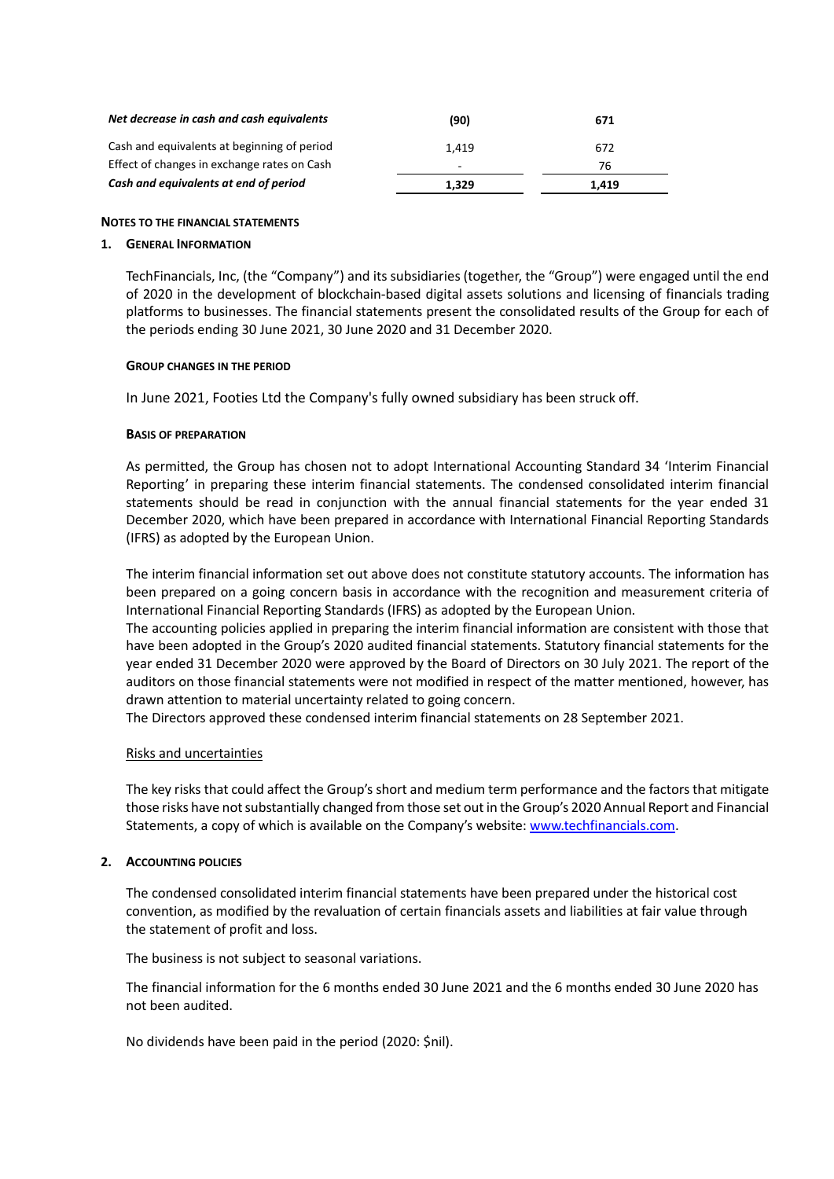| | | |
|---|---|---|
| ***Net decrease in cash and cash equivalents*** | **(90)** | **671** |
| Cash and equivalents at beginning of period | 1,419 | 672 |
| Effect of changes in exchange rates on Cash | - | 76 |
| ***Cash and equivalents at end of period*** | **1,329** | **1,419** |

**NOTES TO THE FINANCIAL STATEMENTS**

**1. GENERAL INFORMATION**

TechFinancials, Inc, (the "Company") and its subsidiaries (together, the "Group") were engaged until the end of 2020 in the development of blockchain-based digital assets solutions and licensing of financials trading platforms to businesses. The financial statements present the consolidated results of the Group for each of the periods ending 30 June 2021, 30 June 2020 and 31 December 2020.

**GROUP CHANGES IN THE PERIOD**

In June 2021, Footies Ltd the Company's fully owned subsidiary has been struck off.

**BASIS OF PREPARATION**

As permitted, the Group has chosen not to adopt International Accounting Standard 34 'Interim Financial Reporting' in preparing these interim financial statements. The condensed consolidated interim financial statements should be read in conjunction with the annual financial statements for the year ended 31 December 2020, which have been prepared in accordance with International Financial Reporting Standards (IFRS) as adopted by the European Union.

The interim financial information set out above does not constitute statutory accounts. The information has been prepared on a going concern basis in accordance with the recognition and measurement criteria of International Financial Reporting Standards (IFRS) as adopted by the European Union.
The accounting policies applied in preparing the interim financial information are consistent with those that have been adopted in the Group's 2020 audited financial statements. Statutory financial statements for the year ended 31 December 2020 were approved by the Board of Directors on 30 July 2021. The report of the auditors on those financial statements were not modified in respect of the matter mentioned, however, has drawn attention to material uncertainty related to going concern.
The Directors approved these condensed interim financial statements on 28 September 2021.

Risks and uncertainties

The key risks that could affect the Group's short and medium term performance and the factors that mitigate those risks have not substantially changed from those set out in the Group's 2020 Annual Report and Financial Statements, a copy of which is available on the Company's website: www.techfinancials.com.

**2. ACCOUNTING POLICIES**

The condensed consolidated interim financial statements have been prepared under the historical cost convention, as modified by the revaluation of certain financials assets and liabilities at fair value through the statement of profit and loss.

The business is not subject to seasonal variations.

The financial information for the 6 months ended 30 June 2021 and the 6 months ended 30 June 2020 has not been audited.

No dividends have been paid in the period (2020: $nil).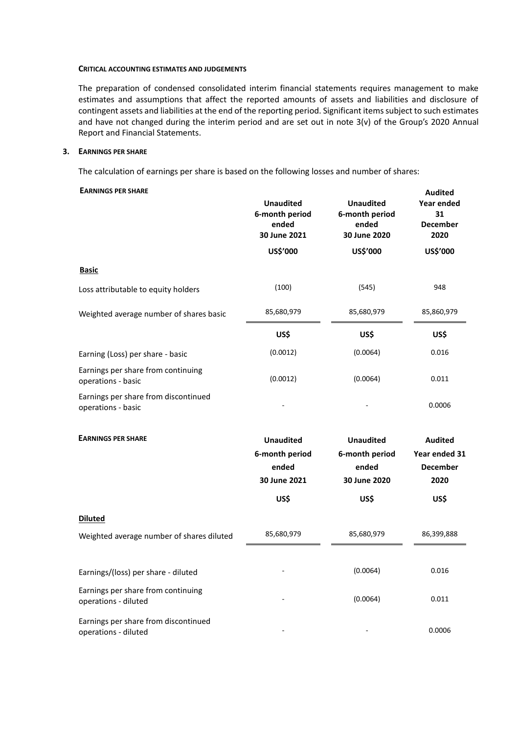**CRITICAL ACCOUNTING ESTIMATES AND JUDGEMENTS**

The preparation of condensed consolidated interim financial statements requires management to make estimates and assumptions that affect the reported amounts of assets and liabilities and disclosure of contingent assets and liabilities at the end of the reporting period. Significant items subject to such estimates and have not changed during the interim period and are set out in note 3(v) of the Group's 2020 Annual Report and Financial Statements.

## 3. EARNINGS PER SHARE

The calculation of earnings per share is based on the following losses and number of shares:

| **EARNINGS PER SHARE** | **Unaudited 6-month period ended 30 June 2021** | **Unaudited 6-month period ended 30 June 2020** | **Audited Year ended 31 December 2020** |
|---|---|---|---|
| | **US$'000** | **US$'000** | **US$'000** |
| **Basic** | | | |
| Loss attributable to equity holders | (100) | (545) | 948 |
| Weighted average number of shares basic | 85,680,979 | 85,680,979 | 85,860,979 |
| | **US$** | **US$** | **US$** |
| Earning (Loss) per share - basic | (0.0012) | (0.0064) | 0.016 |
| Earnings per share from continuing operations - basic | (0.0012) | (0.0064) | 0.011 |
| Earnings per share from discontinued operations - basic | - | - | 0.0006 |

| **EARNINGS PER SHARE** | **Unaudited 6-month period ended 30 June 2021** | **Unaudited 6-month period ended 30 June 2020** | **Audited Year ended 31 December 2020** |
|---|---|---|---|
| | **US$** | **US$** | **US$** |
| **Diluted** | | | |
| Weighted average number of shares diluted | 85,680,979 | 85,680,979 | 86,399,888 |
| Earnings/(loss) per share - diluted | - | (0.0064) | 0.016 |
| Earnings per share from continuing operations - diluted | - | (0.0064) | 0.011 |
| Earnings per share from discontinued operations - diluted | - | - | 0.0006 |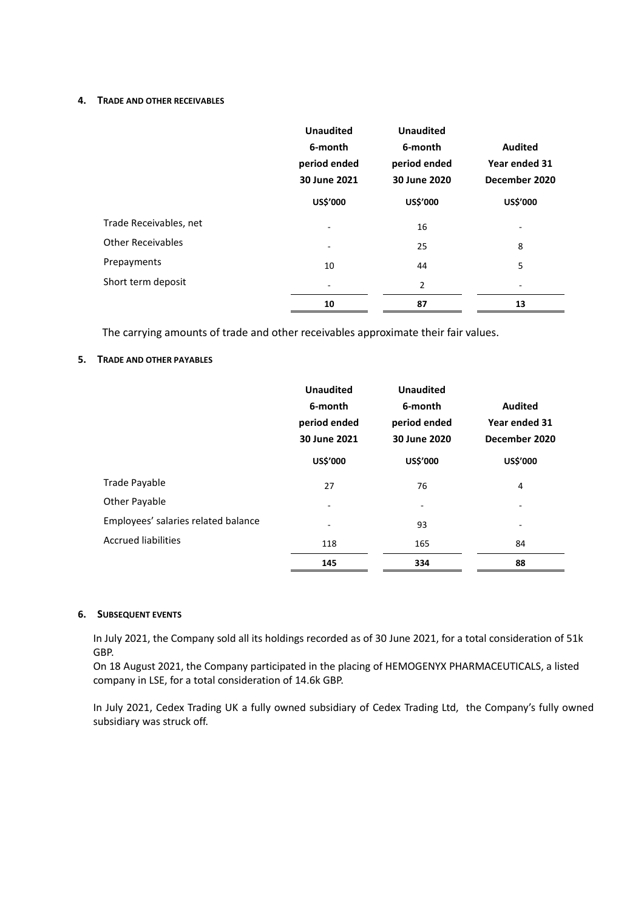## 4. TRADE AND OTHER RECEIVABLES

| | Unaudited 6-month period ended 30 June 2021 | Unaudited 6-month period ended 30 June 2020 | Audited Year ended 31 December 2020 |
|---|---|---|---|
| | US$'000 | US$'000 | US$'000 |
| Trade Receivables, net | - | 16 | - |
| Other Receivables | - | 25 | 8 |
| Prepayments | 10 | 44 | 5 |
| Short term deposit | - | 2 | - |
| | **10** | **87** | **13** |

The carrying amounts of trade and other receivables approximate their fair values.

## 5. TRADE AND OTHER PAYABLES

| | Unaudited 6-month period ended 30 June 2021 | Unaudited 6-month period ended 30 June 2020 | Audited Year ended 31 December 2020 |
|---|---|---|---|
| | US$'000 | US$'000 | US$'000 |
| Trade Payable | 27 | 76 | 4 |
| Other Payable | - | - | - |
| Employees' salaries related balance | - | 93 | - |
| Accrued liabilities | 118 | 165 | 84 |
| | **145** | **334** | **88** |

## 6. SUBSEQUENT EVENTS

In July 2021, the Company sold all its holdings recorded as of 30 June 2021, for a total consideration of 51k GBP.
On 18 August 2021, the Company participated in the placing of HEMOGENYX PHARMACEUTICALS, a listed company in LSE, for a total consideration of 14.6k GBP.

In July 2021, Cedex Trading UK a fully owned subsidiary of Cedex Trading Ltd, the Company's fully owned subsidiary was struck off.